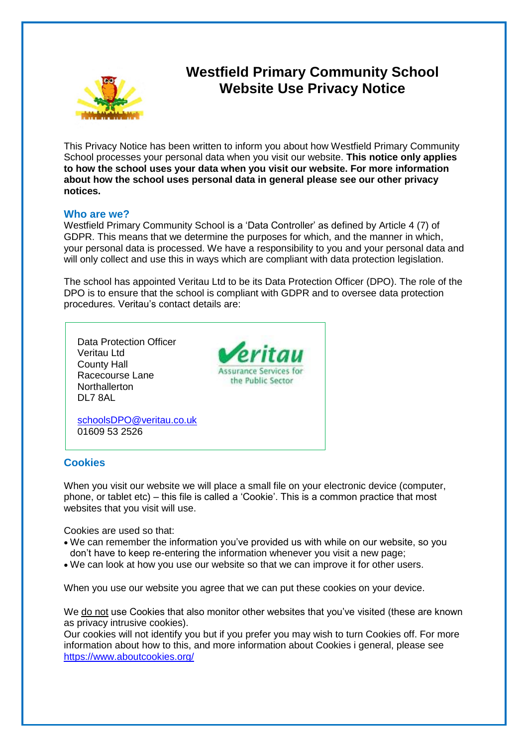# Westfield Primary Community School
# Website Use Privacy Notice

This Privacy Notice has been written to inform you about how Westfield Primary Community School processes your personal data when you visit our website. **This notice only applies to how the school uses your data when you visit our website. For more information about how the school uses personal data in general please see our other privacy notices.**

## Who are we?

Westfield Primary Community School is a 'Data Controller' as defined by Article 4 (7) of GDPR. This means that we determine the purposes for which, and the manner in which, your personal data is processed. We have a responsibility to you and your personal data and will only collect and use this in ways which are compliant with data protection legislation.

The school has appointed Veritau Ltd to be its Data Protection Officer (DPO). The role of the DPO is to ensure that the school is compliant with GDPR and to oversee data protection procedures. Veritau's contact details are:

Data Protection Officer
Veritau Ltd
County Hall
Racecourse Lane
Northallerton
DL7 8AL

schoolsDPO@veritau.co.uk
01609 53 2526

## Cookies

When you visit our website we will place a small file on your electronic device (computer, phone, or tablet etc) – this file is called a 'Cookie'. This is a common practice that most websites that you visit will use.

Cookies are used so that:

- We can remember the information you've provided us with while on our website, so you don't have to keep re-entering the information whenever you visit a new page;
- We can look at how you use our website so that we can improve it for other users.

When you use our website you agree that we can put these cookies on your device.

We do not use Cookies that also monitor other websites that you've visited (these are known as privacy intrusive cookies).
Our cookies will not identify you but if you prefer you may wish to turn Cookies off. For more information about how to this, and more information about Cookies i general, please see https://www.aboutcookies.org/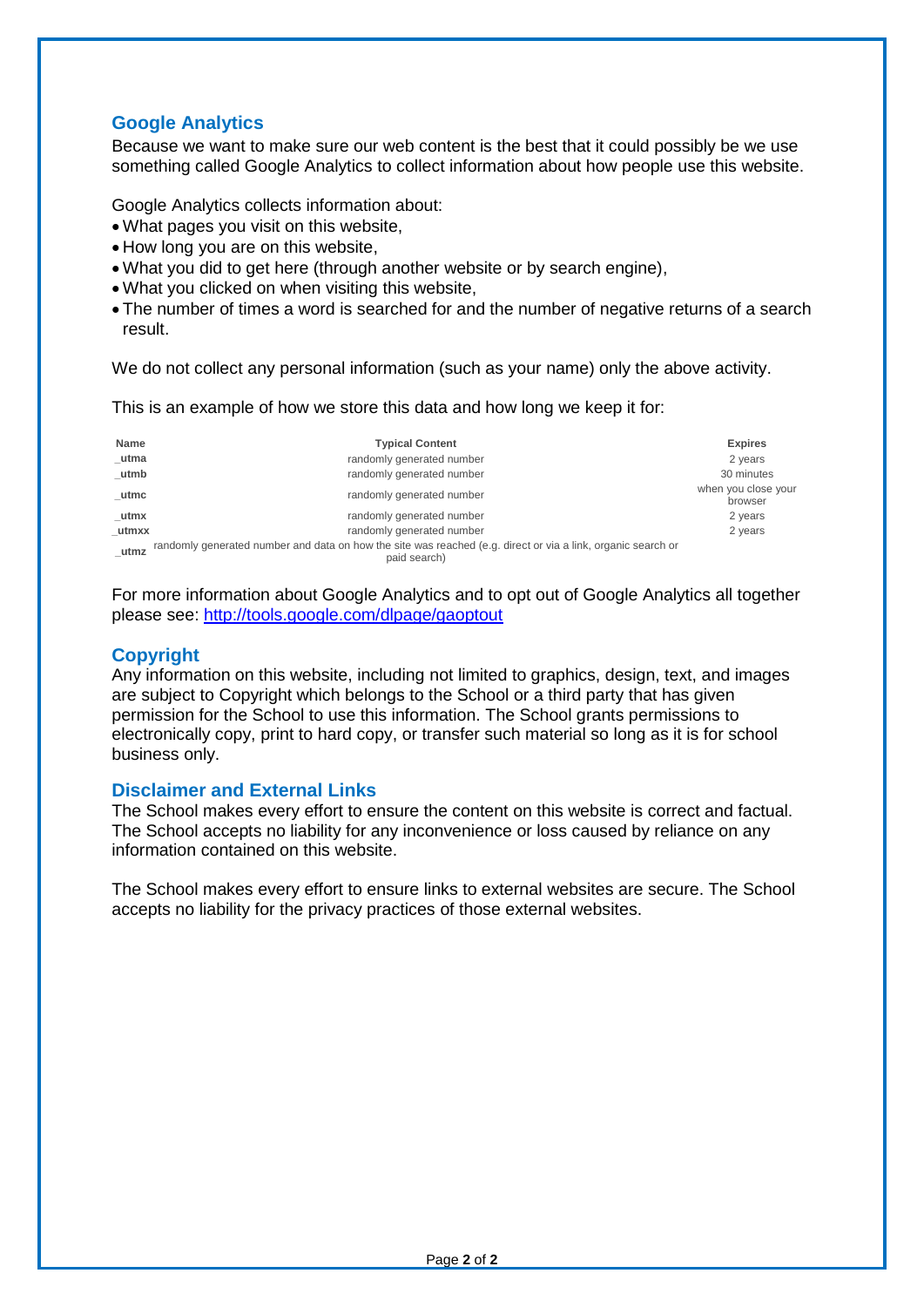## Google Analytics

Because we want to make sure our web content is the best that it could possibly be we use something called Google Analytics to collect information about how people use this website.

Google Analytics collects information about:

- What pages you visit on this website,
- How long you are on this website,
- What you did to get here (through another website or by search engine),
- What you clicked on when visiting this website,
- The number of times a word is searched for and the number of negative returns of a search result.

We do not collect any personal information (such as your name) only the above activity.

This is an example of how we store this data and how long we keep it for:

| Name | Typical Content | Expires |
|---|---|---|
| _utma | randomly generated number | 2 years |
| _utmb | randomly generated number | 30 minutes |
| _utmc | randomly generated number | when you close your browser |
| _utmx | randomly generated number | 2 years |
| _utmxx | randomly generated number | 2 years |
| _utmz | randomly generated number and data on how the site was reached (e.g. direct or via a link, organic search or paid search) | |

For more information about Google Analytics and to opt out of Google Analytics all together please see: http://tools.google.com/dlpage/gaoptout

## Copyright

Any information on this website, including not limited to graphics, design, text, and images are subject to Copyright which belongs to the School or a third party that has given permission for the School to use this information. The School grants permissions to electronically copy, print to hard copy, or transfer such material so long as it is for school business only.

## Disclaimer and External Links

The School makes every effort to ensure the content on this website is correct and factual. The School accepts no liability for any inconvenience or loss caused by reliance on any information contained on this website.

The School makes every effort to ensure links to external websites are secure. The School accepts no liability for the privacy practices of those external websites.